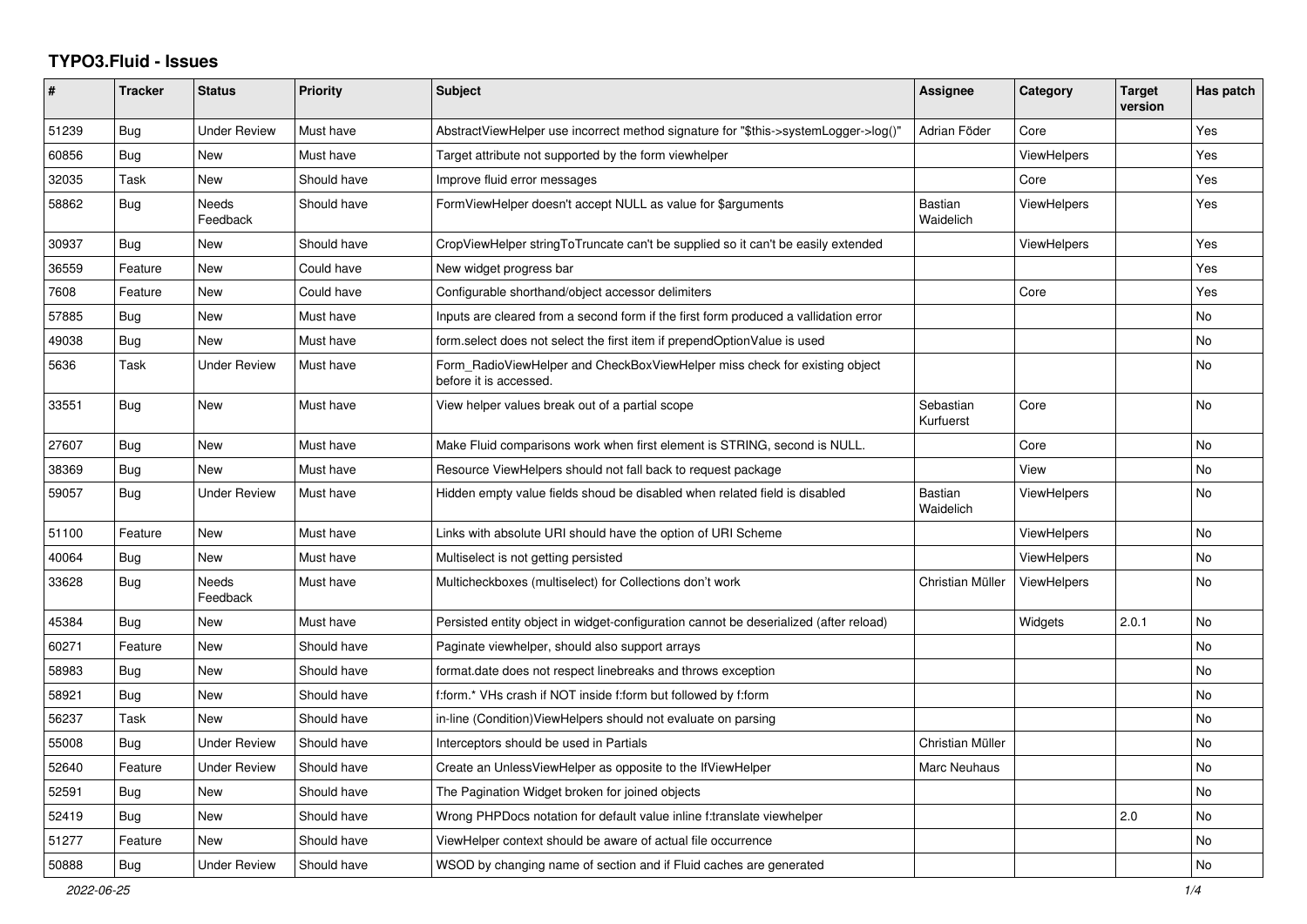# TYPO3.Fluid - Issues

| # | Tracker | Status | Priority | Subject | Assignee | Category | Target version | Has patch |
|---|---|---|---|---|---|---|---|---|
| 51239 | Bug | Under Review | Must have | AbstractViewHelper use incorrect method signature for "$this->systemLogger->log()" | Adrian Föder | Core | | Yes |
| 60856 | Bug | New | Must have | Target attribute not supported by the form viewhelper | | ViewHelpers | | Yes |
| 32035 | Task | New | Should have | Improve fluid error messages | | Core | | Yes |
| 58862 | Bug | Needs Feedback | Should have | FormViewHelper doesn't accept NULL as value for $arguments | Bastian Waidelich | ViewHelpers | | Yes |
| 30937 | Bug | New | Should have | CropViewHelper stringToTruncate can't be supplied so it can't be easily extended | | ViewHelpers | | Yes |
| 36559 | Feature | New | Could have | New widget progress bar | | | | Yes |
| 7608 | Feature | New | Could have | Configurable shorthand/object accessor delimiters | | Core | | Yes |
| 57885 | Bug | New | Must have | Inputs are cleared from a second form if the first form produced a vallidation error | | | | No |
| 49038 | Bug | New | Must have | form.select does not select the first item if prependOptionValue is used | | | | No |
| 5636 | Task | Under Review | Must have | Form_RadioViewHelper and CheckBoxViewHelper miss check for existing object before it is accessed. | | | | No |
| 33551 | Bug | New | Must have | View helper values break out of a partial scope | Sebastian Kurfuerst | Core | | No |
| 27607 | Bug | New | Must have | Make Fluid comparisons work when first element is STRING, second is NULL. | | Core | | No |
| 38369 | Bug | New | Must have | Resource ViewHelpers should not fall back to request package | | View | | No |
| 59057 | Bug | Under Review | Must have | Hidden empty value fields shoud be disabled when related field is disabled | Bastian Waidelich | ViewHelpers | | No |
| 51100 | Feature | New | Must have | Links with absolute URI should have the option of URI Scheme | | ViewHelpers | | No |
| 40064 | Bug | New | Must have | Multiselect is not getting persisted | | ViewHelpers | | No |
| 33628 | Bug | Needs Feedback | Must have | Multicheckboxes (multiselect) for Collections don't work | Christian Müller | ViewHelpers | | No |
| 45384 | Bug | New | Must have | Persisted entity object in widget-configuration cannot be deserialized (after reload) | | Widgets | 2.0.1 | No |
| 60271 | Feature | New | Should have | Paginate viewhelper, should also support arrays | | | | No |
| 58983 | Bug | New | Should have | format.date does not respect linebreaks and throws exception | | | | No |
| 58921 | Bug | New | Should have | f:form.* VHs crash if NOT inside f:form but followed by f:form | | | | No |
| 56237 | Task | New | Should have | in-line (Condition)ViewHelpers should not evaluate on parsing | | | | No |
| 55008 | Bug | Under Review | Should have | Interceptors should be used in Partials | Christian Müller | | | No |
| 52640 | Feature | Under Review | Should have | Create an UnlessViewHelper as opposite to the IfViewHelper | Marc Neuhaus | | | No |
| 52591 | Bug | New | Should have | The Pagination Widget broken for joined objects | | | | No |
| 52419 | Bug | New | Should have | Wrong PHPDocs notation for default value inline f:translate viewhelper | | | 2.0 | No |
| 51277 | Feature | New | Should have | ViewHelper context should be aware of actual file occurrence | | | | No |
| 50888 | Bug | Under Review | Should have | WSOD by changing name of section and if Fluid caches are generated | | | | No |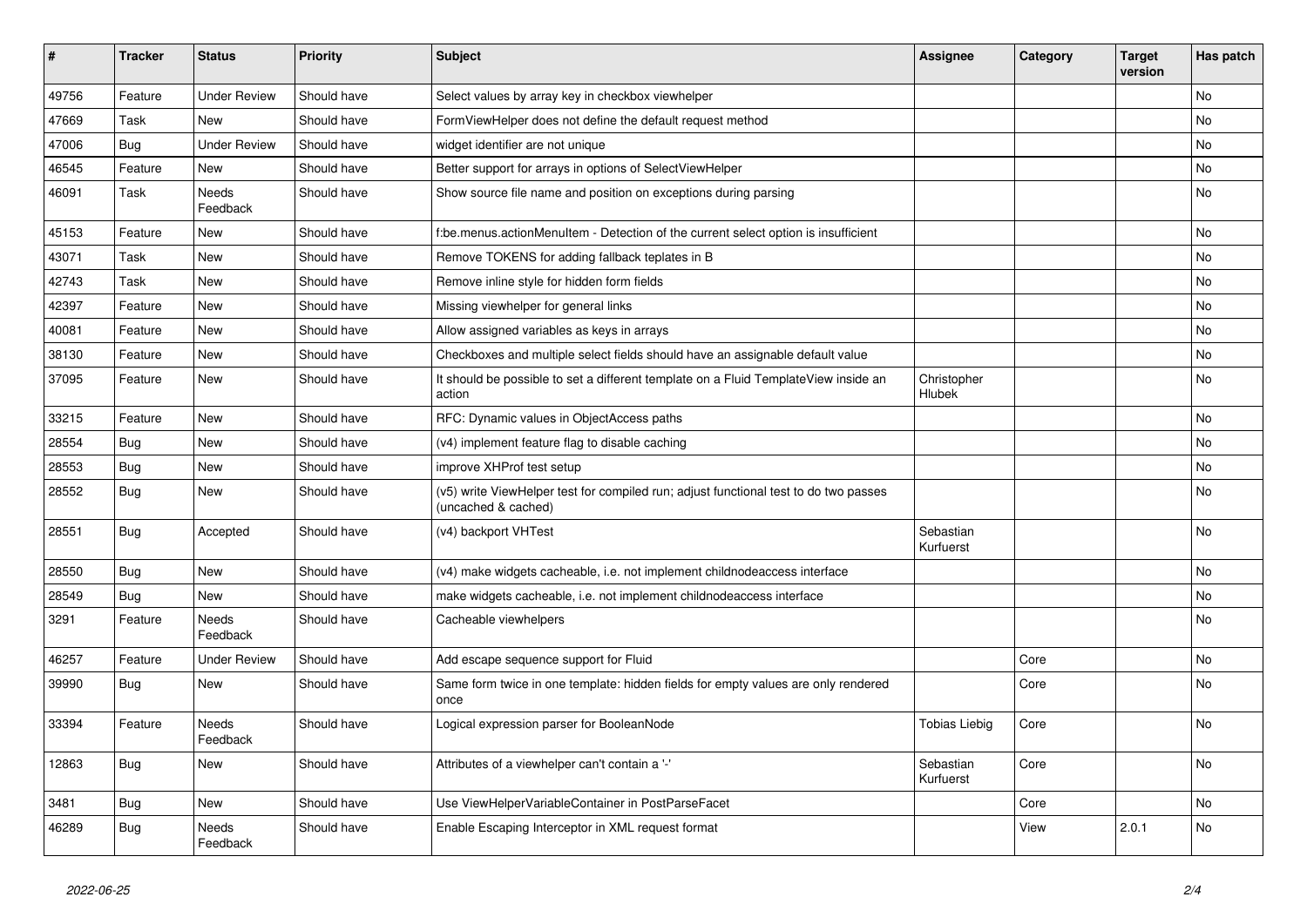| # | Tracker | Status | Priority | Subject | Assignee | Category | Target version | Has patch |
|---|---|---|---|---|---|---|---|---|
| 49756 | Feature | Under Review | Should have | Select values by array key in checkbox viewhelper | | | | No |
| 47669 | Task | New | Should have | FormViewHelper does not define the default request method | | | | No |
| 47006 | Bug | Under Review | Should have | widget identifier are not unique | | | | No |
| 46545 | Feature | New | Should have | Better support for arrays in options of SelectViewHelper | | | | No |
| 46091 | Task | Needs Feedback | Should have | Show source file name and position on exceptions during parsing | | | | No |
| 45153 | Feature | New | Should have | f:be.menus.actionMenuItem - Detection of the current select option is insufficient | | | | No |
| 43071 | Task | New | Should have | Remove TOKENS for adding fallback teplates in B | | | | No |
| 42743 | Task | New | Should have | Remove inline style for hidden form fields | | | | No |
| 42397 | Feature | New | Should have | Missing viewhelper for general links | | | | No |
| 40081 | Feature | New | Should have | Allow assigned variables as keys in arrays | | | | No |
| 38130 | Feature | New | Should have | Checkboxes and multiple select fields should have an assignable default value | | | | No |
| 37095 | Feature | New | Should have | It should be possible to set a different template on a Fluid TemplateView inside an action | Christopher Hlubek | | | No |
| 33215 | Feature | New | Should have | RFC: Dynamic values in ObjectAccess paths | | | | No |
| 28554 | Bug | New | Should have | (v4) implement feature flag to disable caching | | | | No |
| 28553 | Bug | New | Should have | improve XHProf test setup | | | | No |
| 28552 | Bug | New | Should have | (v5) write ViewHelper test for compiled run; adjust functional test to do two passes (uncached & cached) | | | | No |
| 28551 | Bug | Accepted | Should have | (v4) backport VHTest | Sebastian Kurfuerst | | | No |
| 28550 | Bug | New | Should have | (v4) make widgets cacheable, i.e. not implement childnodeaccess interface | | | | No |
| 28549 | Bug | New | Should have | make widgets cacheable, i.e. not implement childnodeaccess interface | | | | No |
| 3291 | Feature | Needs Feedback | Should have | Cacheable viewhelpers | | | | No |
| 46257 | Feature | Under Review | Should have | Add escape sequence support for Fluid | | Core | | No |
| 39990 | Bug | New | Should have | Same form twice in one template: hidden fields for empty values are only rendered once | | Core | | No |
| 33394 | Feature | Needs Feedback | Should have | Logical expression parser for BooleanNode | Tobias Liebig | Core | | No |
| 12863 | Bug | New | Should have | Attributes of a viewhelper can't contain a '-' | Sebastian Kurfuerst | Core | | No |
| 3481 | Bug | New | Should have | Use ViewHelperVariableContainer in PostParseFacet | | Core | | No |
| 46289 | Bug | Needs Feedback | Should have | Enable Escaping Interceptor in XML request format | | View | 2.0.1 | No |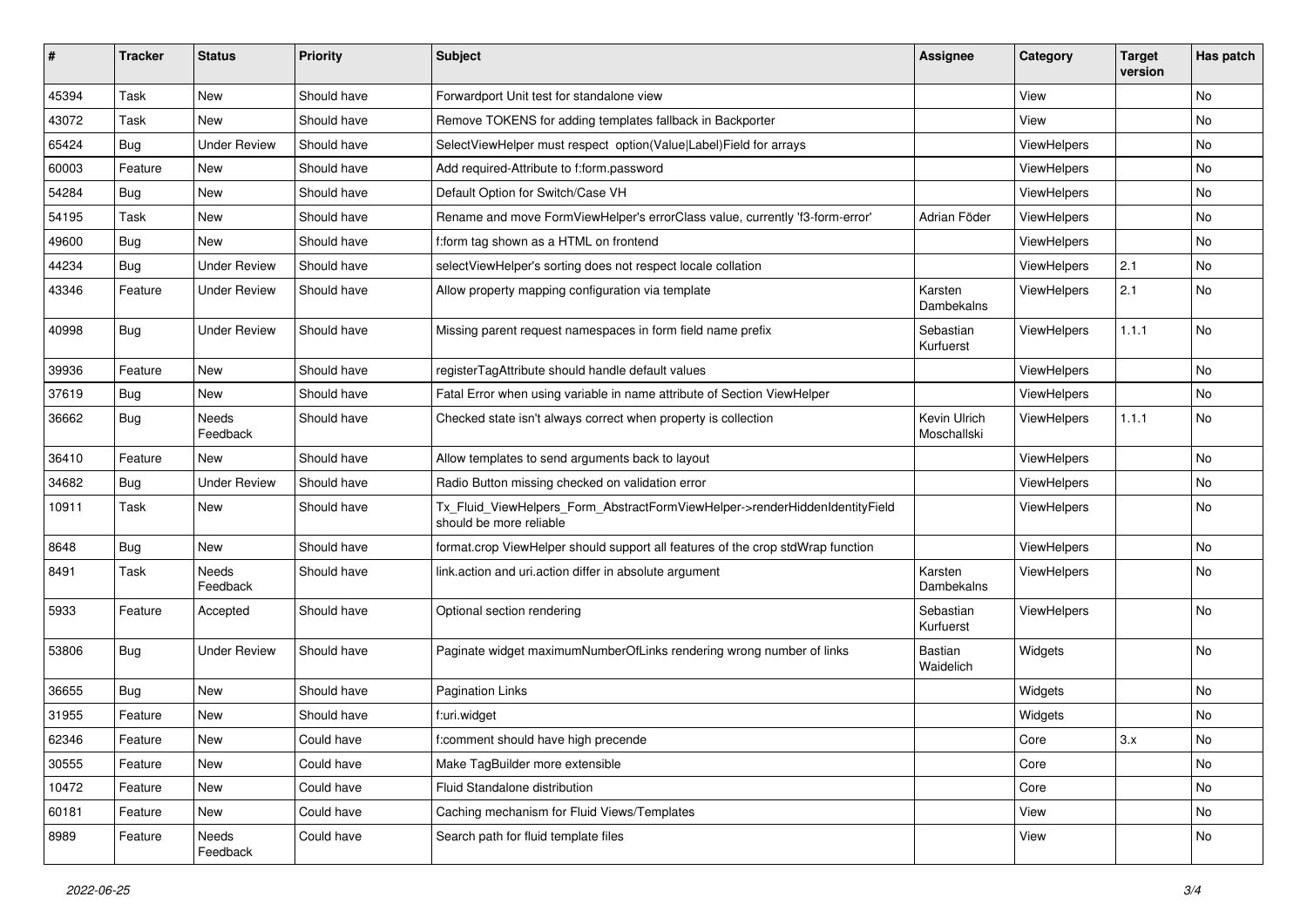| # | Tracker | Status | Priority | Subject | Assignee | Category | Target version | Has patch |
|---|---|---|---|---|---|---|---|---|
| 45394 | Task | New | Should have | Forwardport Unit test for standalone view | | View | | No |
| 43072 | Task | New | Should have | Remove TOKENS for adding templates fallback in Backporter | | View | | No |
| 65424 | Bug | Under Review | Should have | SelectViewHelper must respect option(Value\|Label)Field for arrays | | ViewHelpers | | No |
| 60003 | Feature | New | Should have | Add required-Attribute to f:form.password | | ViewHelpers | | No |
| 54284 | Bug | New | Should have | Default Option for Switch/Case VH | | ViewHelpers | | No |
| 54195 | Task | New | Should have | Rename and move FormViewHelper's errorClass value, currently 'f3-form-error' | Adrian Föder | ViewHelpers | | No |
| 49600 | Bug | New | Should have | f:form tag shown as a HTML on frontend | | ViewHelpers | | No |
| 44234 | Bug | Under Review | Should have | selectViewHelper's sorting does not respect locale collation | | ViewHelpers | 2.1 | No |
| 43346 | Feature | Under Review | Should have | Allow property mapping configuration via template | Karsten Dambekalns | ViewHelpers | 2.1 | No |
| 40998 | Bug | Under Review | Should have | Missing parent request namespaces in form field name prefix | Sebastian Kurfuerst | ViewHelpers | 1.1.1 | No |
| 39936 | Feature | New | Should have | registerTagAttribute should handle default values | | ViewHelpers | | No |
| 37619 | Bug | New | Should have | Fatal Error when using variable in name attribute of Section ViewHelper | | ViewHelpers | | No |
| 36662 | Bug | Needs Feedback | Should have | Checked state isn't always correct when property is collection | Kevin Ulrich Moschallski | ViewHelpers | 1.1.1 | No |
| 36410 | Feature | New | Should have | Allow templates to send arguments back to layout | | ViewHelpers | | No |
| 34682 | Bug | Under Review | Should have | Radio Button missing checked on validation error | | ViewHelpers | | No |
| 10911 | Task | New | Should have | Tx_Fluid_ViewHelpers_Form_AbstractFormViewHelper->renderHiddenIdentityField should be more reliable | | ViewHelpers | | No |
| 8648 | Bug | New | Should have | format.crop ViewHelper should support all features of the crop stdWrap function | | ViewHelpers | | No |
| 8491 | Task | Needs Feedback | Should have | link.action and uri.action differ in absolute argument | Karsten Dambekalns | ViewHelpers | | No |
| 5933 | Feature | Accepted | Should have | Optional section rendering | Sebastian Kurfuerst | ViewHelpers | | No |
| 53806 | Bug | Under Review | Should have | Paginate widget maximumNumberOfLinks rendering wrong number of links | Bastian Waidelich | Widgets | | No |
| 36655 | Bug | New | Should have | Pagination Links | | Widgets | | No |
| 31955 | Feature | New | Should have | f:uri.widget | | Widgets | | No |
| 62346 | Feature | New | Could have | f:comment should have high precende | | Core | 3.x | No |
| 30555 | Feature | New | Could have | Make TagBuilder more extensible | | Core | | No |
| 10472 | Feature | New | Could have | Fluid Standalone distribution | | Core | | No |
| 60181 | Feature | New | Could have | Caching mechanism for Fluid Views/Templates | | View | | No |
| 8989 | Feature | Needs Feedback | Could have | Search path for fluid template files | | View | | No |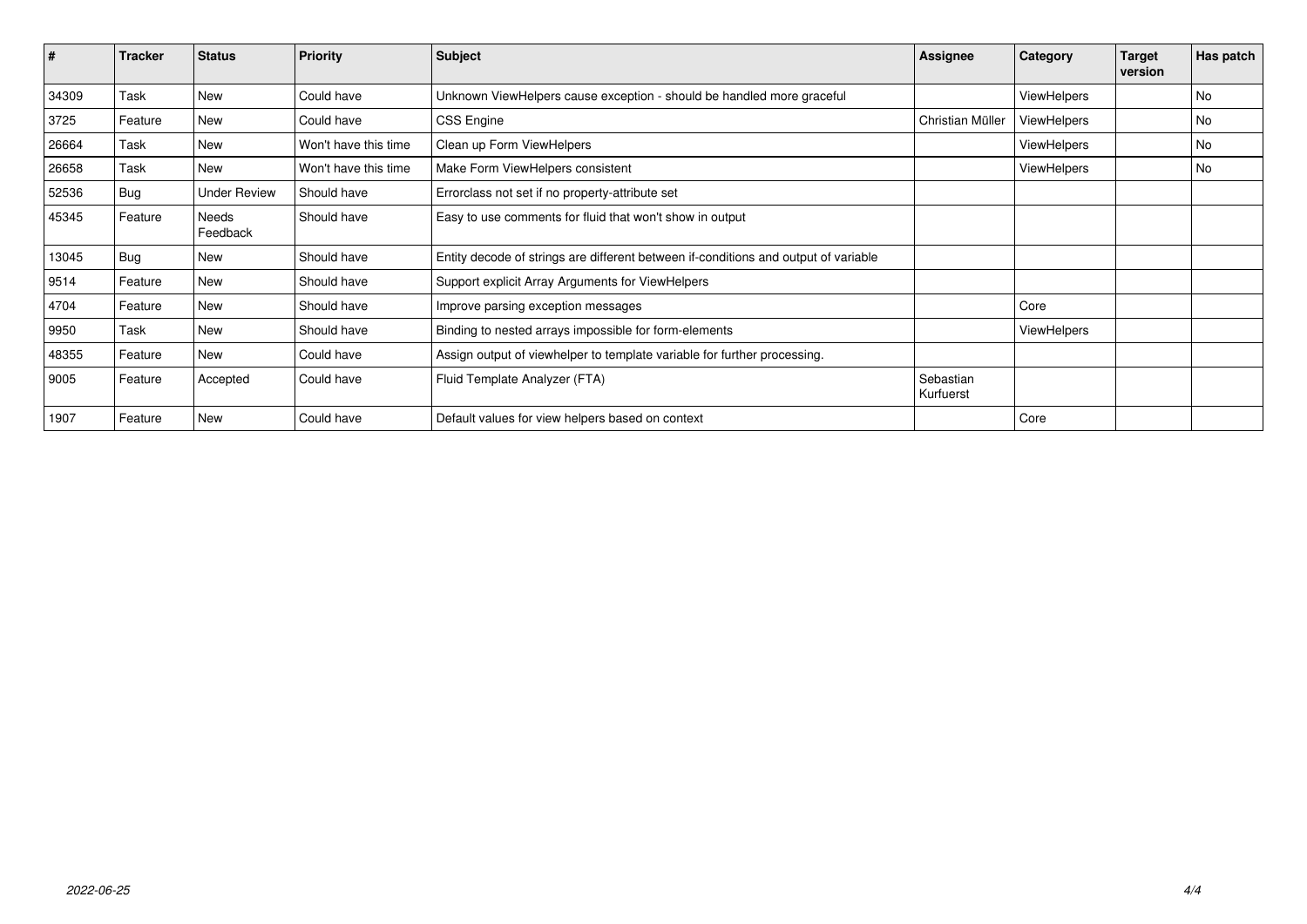| # | Tracker | Status | Priority | Subject | Assignee | Category | Target version | Has patch |
|---|---|---|---|---|---|---|---|---|
| 34309 | Task | New | Could have | Unknown ViewHelpers cause exception - should be handled more graceful | | ViewHelpers | | No |
| 3725 | Feature | New | Could have | CSS Engine | Christian Müller | ViewHelpers | | No |
| 26664 | Task | New | Won't have this time | Clean up Form ViewHelpers | | ViewHelpers | | No |
| 26658 | Task | New | Won't have this time | Make Form ViewHelpers consistent | | ViewHelpers | | No |
| 52536 | Bug | Under Review | Should have | Errorclass not set if no property-attribute set | | | | |
| 45345 | Feature | Needs Feedback | Should have | Easy to use comments for fluid that won't show in output | | | | |
| 13045 | Bug | New | Should have | Entity decode of strings are different between if-conditions and output of variable | | | | |
| 9514 | Feature | New | Should have | Support explicit Array Arguments for ViewHelpers | | | | |
| 4704 | Feature | New | Should have | Improve parsing exception messages | | Core | | |
| 9950 | Task | New | Should have | Binding to nested arrays impossible for form-elements | | ViewHelpers | | |
| 48355 | Feature | New | Could have | Assign output of viewhelper to template variable for further processing. | | | | |
| 9005 | Feature | Accepted | Could have | Fluid Template Analyzer (FTA) | Sebastian Kurfuerst | | | |
| 1907 | Feature | New | Could have | Default values for view helpers based on context | | Core | | |